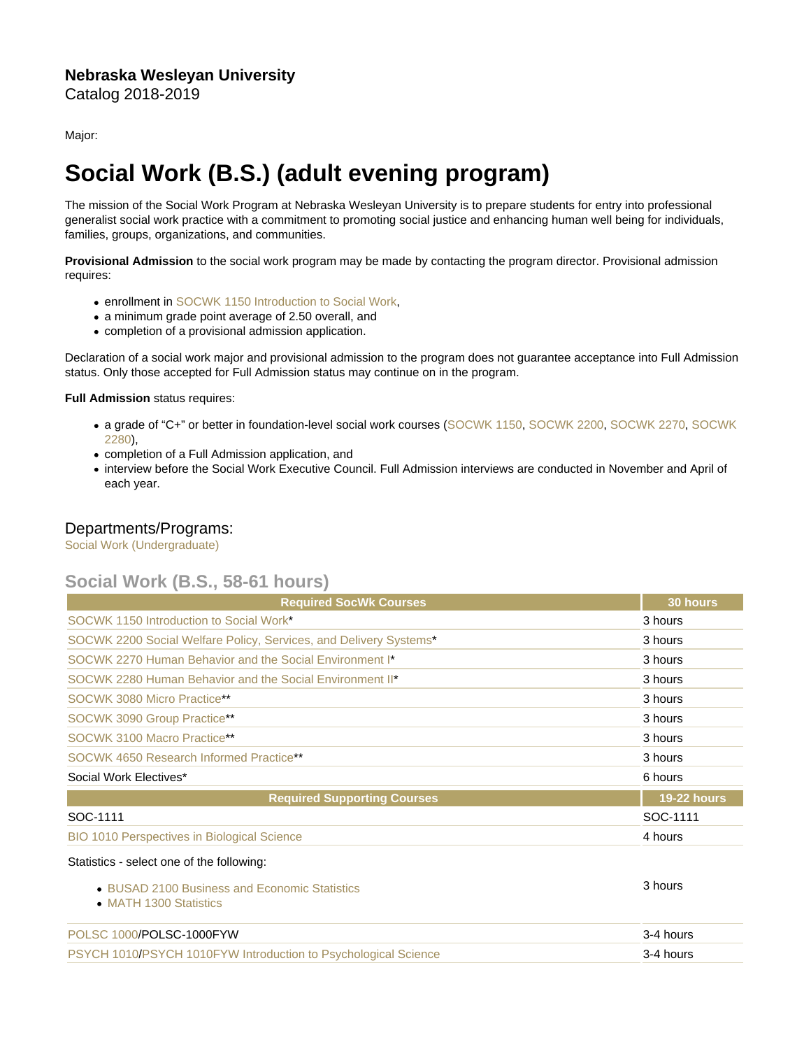**Nebraska Wesleyan University**
Catalog 2018-2019

Major:

# Social Work (B.S.) (adult evening program)

The mission of the Social Work Program at Nebraska Wesleyan University is to prepare students for entry into professional generalist social work practice with a commitment to promoting social justice and enhancing human well being for individuals, families, groups, organizations, and communities.

**Provisional Admission** to the social work program may be made by contacting the program director. Provisional admission requires:

- enrollment in SOCWK 1150 Introduction to Social Work,
- a minimum grade point average of 2.50 overall, and
- completion of a provisional admission application.

Declaration of a social work major and provisional admission to the program does not guarantee acceptance into Full Admission status. Only those accepted for Full Admission status may continue on in the program.

**Full Admission** status requires:

- a grade of "C+" or better in foundation-level social work courses (SOCWK 1150, SOCWK 2200, SOCWK 2270, SOCWK 2280),
- completion of a Full Admission application, and
- interview before the Social Work Executive Council. Full Admission interviews are conducted in November and April of each year.

## Departments/Programs:

Social Work (Undergraduate)

## Social Work (B.S., 58-61 hours)

| Required SocWk Courses | 30 hours |
|---|---|
| SOCWK 1150 Introduction to Social Work* | 3 hours |
| SOCWK 2200 Social Welfare Policy, Services, and Delivery Systems* | 3 hours |
| SOCWK 2270 Human Behavior and the Social Environment I* | 3 hours |
| SOCWK 2280 Human Behavior and the Social Environment II* | 3 hours |
| SOCWK 3080 Micro Practice** | 3 hours |
| SOCWK 3090 Group Practice** | 3 hours |
| SOCWK 3100 Macro Practice** | 3 hours |
| SOCWK 4650 Research Informed Practice** | 3 hours |
| Social Work Electives* | 6 hours |
| **Required Supporting Courses** | **19-22 hours** |
| SOC-1111 | SOC-1111 |
| BIO 1010 Perspectives in Biological Science | 4 hours |
| Statistics - select one of the following:<br>• BUSAD 2100 Business and Economic Statistics<br>• MATH 1300 Statistics | 3 hours |
| POLSC 1000/POLSC-1000FYW | 3-4 hours |
| PSYCH 1010/PSYCH 1010FYW Introduction to Psychological Science | 3-4 hours |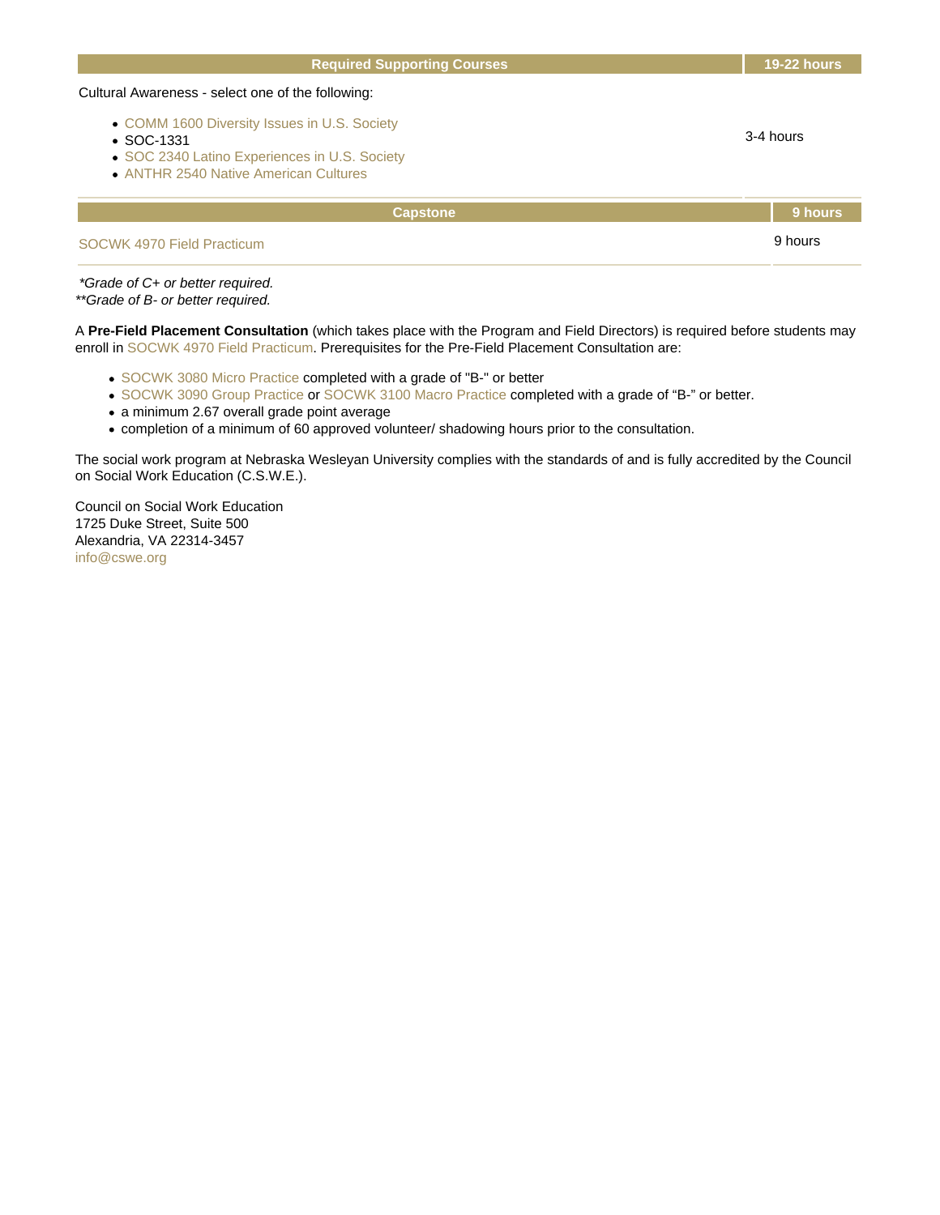| Required Supporting Courses | 19-22 hours |
| --- | --- |
| Cultural Awareness - select one of the following:<br>• COMM 1600 Diversity Issues in U.S. Society<br>• SOC-1331<br>• SOC 2340 Latino Experiences in U.S. Society<br>• ANTHR 2540 Native American Cultures | 3-4 hours |

| Capstone | 9 hours |
| --- | --- |
| SOCWK 4970 Field Practicum | 9 hours |

*Grade of C+ or better required.
**Grade of B- or better required.

A **Pre-Field Placement Consultation** (which takes place with the Program and Field Directors) is required before students may enroll in SOCWK 4970 Field Practicum. Prerequisites for the Pre-Field Placement Consultation are:

- SOCWK 3080 Micro Practice completed with a grade of "B-" or better
- SOCWK 3090 Group Practice or SOCWK 3100 Macro Practice completed with a grade of "B-" or better.
- a minimum 2.67 overall grade point average
- completion of a minimum of 60 approved volunteer/ shadowing hours prior to the consultation.

The social work program at Nebraska Wesleyan University complies with the standards of and is fully accredited by the Council on Social Work Education (C.S.W.E.).

Council on Social Work Education
1725 Duke Street, Suite 500
Alexandria, VA 22314-3457
info@cswe.org